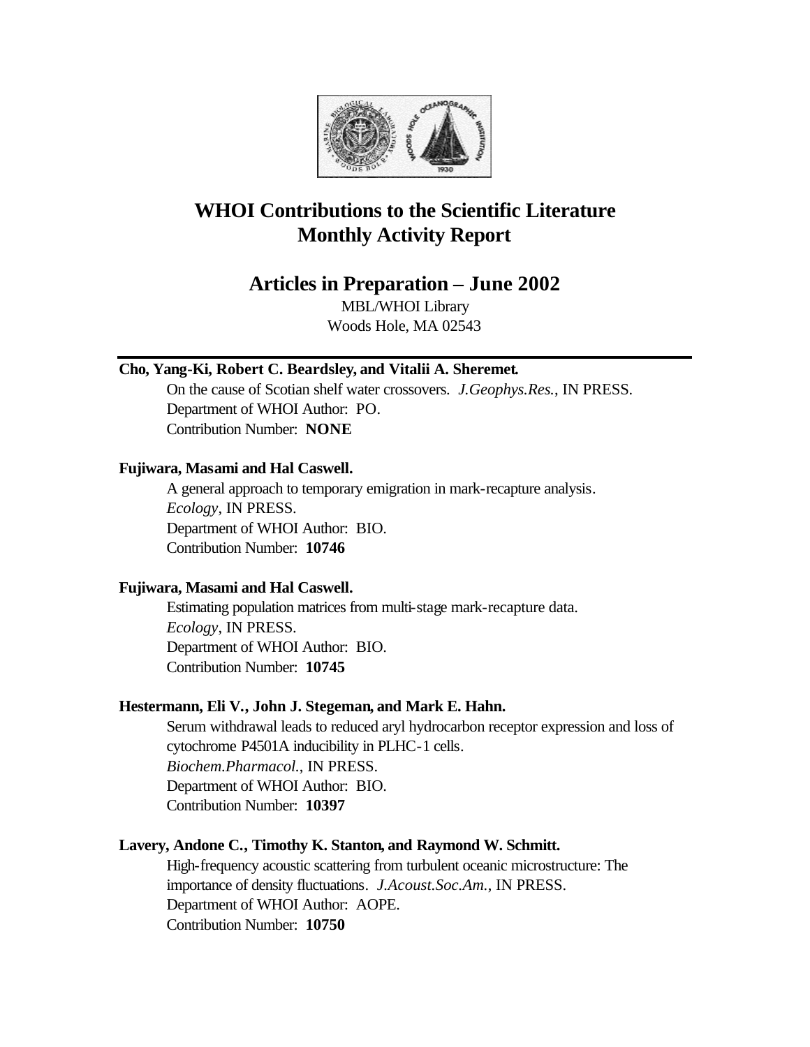# WHOI Contributions to the Scientific Literature Monthly Activity Report

## Articles in Preparation – June 2002

MBL/WHOI Library
Woods Hole, MA 02543

---

**Cho, Yang-Ki, Robert C. Beardsley, and Vitalii A. Sheremet.**

On the cause of Scotian shelf water crossovers. *J.Geophys.Res.*, IN PRESS.
Department of WHOI Author: PO.
Contribution Number: **NONE**

**Fujiwara, Masami and Hal Caswell.**

A general approach to temporary emigration in mark-recapture analysis.
*Ecology*, IN PRESS.
Department of WHOI Author: BIO.
Contribution Number: **10746**

**Fujiwara, Masami and Hal Caswell.**

Estimating population matrices from multi-stage mark-recapture data.
*Ecology*, IN PRESS.
Department of WHOI Author: BIO.
Contribution Number: **10745**

**Hestermann, Eli V., John J. Stegeman, and Mark E. Hahn.**

Serum withdrawal leads to reduced aryl hydrocarbon receptor expression and loss of cytochrome P4501A inducibility in PLHC-1 cells.
*Biochem.Pharmacol.*, IN PRESS.
Department of WHOI Author: BIO.
Contribution Number: **10397**

**Lavery, Andone C., Timothy K. Stanton, and Raymond W. Schmitt.**

High-frequency acoustic scattering from turbulent oceanic microstructure: The importance of density fluctuations. *J.Acoust.Soc.Am.*, IN PRESS.
Department of WHOI Author: AOPE.
Contribution Number: **10750**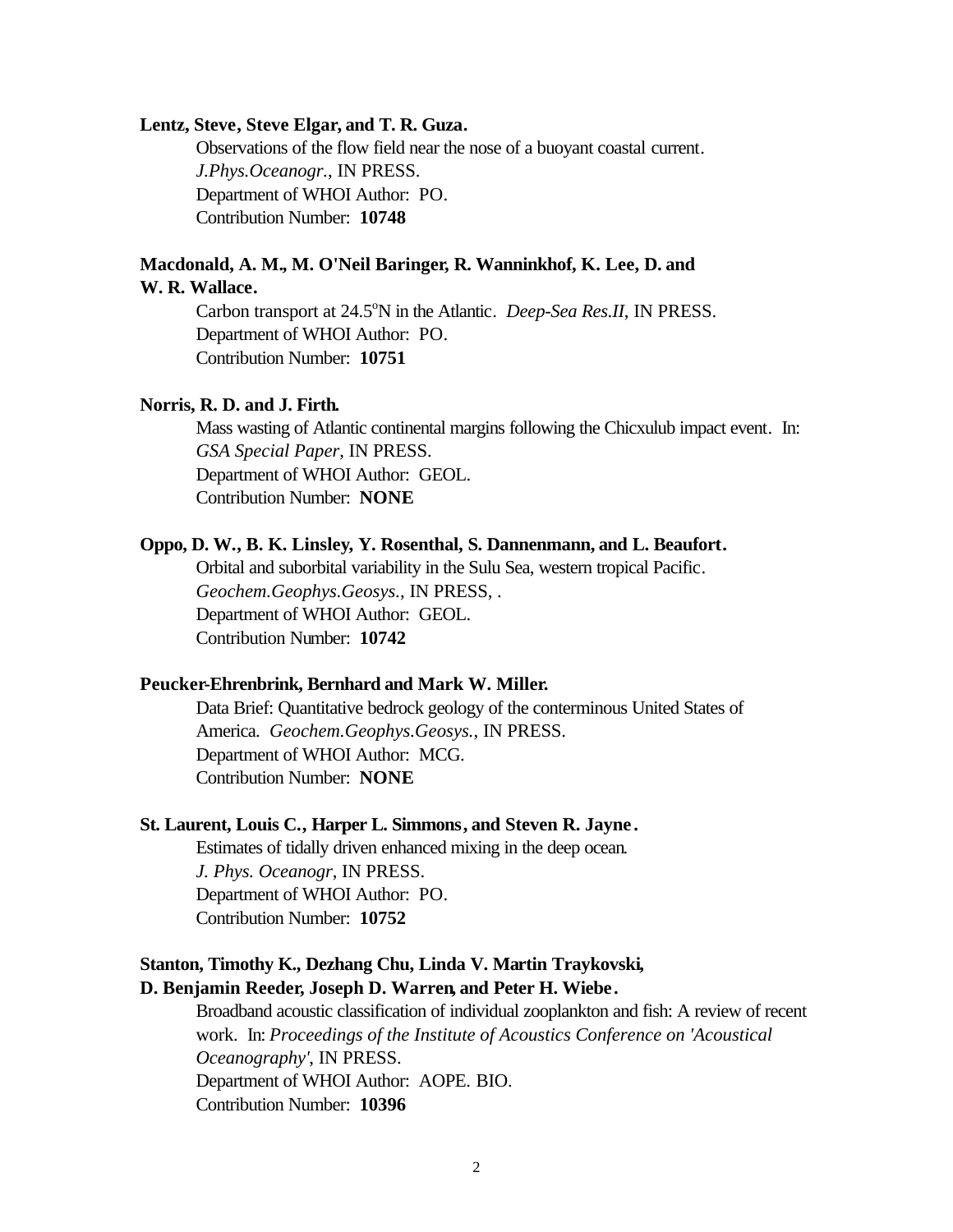**Lentz, Steve, Steve Elgar, and T. R. Guza.**

Observations of the flow field near the nose of a buoyant coastal current. *J.Phys.Oceanogr.*, IN PRESS.
Department of WHOI Author: PO.
Contribution Number: **10748**

**Macdonald, A. M., M. O'Neil Baringer, R. Wanninkhof, K. Lee, D. and W. R. Wallace.**

Carbon transport at 24.5°N in the Atlantic. *Deep-Sea Res.II*, IN PRESS.
Department of WHOI Author: PO.
Contribution Number: **10751**

**Norris, R. D. and J. Firth.**

Mass wasting of Atlantic continental margins following the Chicxulub impact event. In: *GSA Special Paper*, IN PRESS.
Department of WHOI Author: GEOL.
Contribution Number: **NONE**

**Oppo, D. W., B. K. Linsley, Y. Rosenthal, S. Dannenmann, and L. Beaufort.**

Orbital and suborbital variability in the Sulu Sea, western tropical Pacific. *Geochem.Geophys.Geosys.*, IN PRESS, .
Department of WHOI Author: GEOL.
Contribution Number: **10742**

**Peucker-Ehrenbrink, Bernhard and Mark W. Miller.**

Data Brief: Quantitative bedrock geology of the conterminous United States of America. *Geochem.Geophys.Geosys.*, IN PRESS.
Department of WHOI Author: MCG.
Contribution Number: **NONE**

**St. Laurent, Louis C., Harper L. Simmons, and Steven R. Jayne.**

Estimates of tidally driven enhanced mixing in the deep ocean. *J. Phys. Oceanogr*, IN PRESS.
Department of WHOI Author: PO.
Contribution Number: **10752**

**Stanton, Timothy K., Dezhang Chu, Linda V. Martin Traykovski, D. Benjamin Reeder, Joseph D. Warren, and Peter H. Wiebe.**

Broadband acoustic classification of individual zooplankton and fish: A review of recent work. In: *Proceedings of the Institute of Acoustics Conference on 'Acoustical Oceanography'*, IN PRESS.
Department of WHOI Author: AOPE. BIO.
Contribution Number: **10396**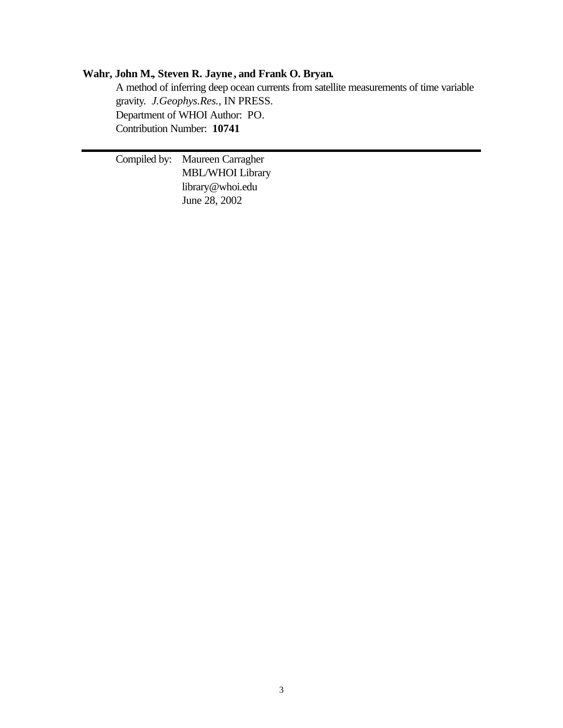**Wahr, John M., Steven R. Jayne, and Frank O. Bryan.**

A method of inferring deep ocean currents from satellite measurements of time variable gravity. *J.Geophys.Res.*, IN PRESS.
Department of WHOI Author: PO.
Contribution Number: **10741**

---

Compiled by: Maureen Carragher
MBL/WHOI Library
library@whoi.edu
June 28, 2002